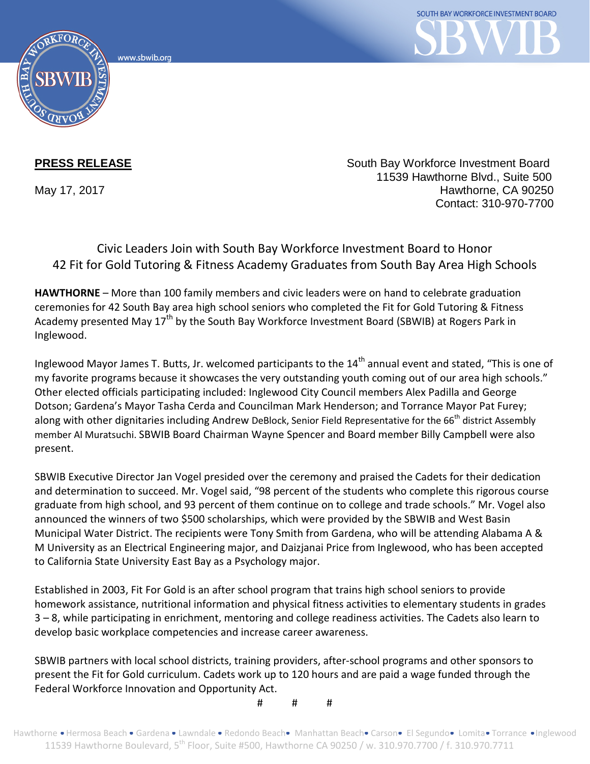**PRESS RELEASE**

May 17, 2017

South Bay Workforce Investment Board
11539 Hawthorne Blvd., Suite 500
Hawthorne, CA 90250
Contact: 310-970-7700

## Civic Leaders Join with South Bay Workforce Investment Board to Honor 42 Fit for Gold Tutoring & Fitness Academy Graduates from South Bay Area High Schools

**HAWTHORNE** – More than 100 family members and civic leaders were on hand to celebrate graduation ceremonies for 42 South Bay area high school seniors who completed the Fit for Gold Tutoring & Fitness Academy presented May 17th by the South Bay Workforce Investment Board (SBWIB) at Rogers Park in Inglewood.

Inglewood Mayor James T. Butts, Jr. welcomed participants to the 14th annual event and stated, "This is one of my favorite programs because it showcases the very outstanding youth coming out of our area high schools." Other elected officials participating included: Inglewood City Council members Alex Padilla and George Dotson; Gardena's Mayor Tasha Cerda and Councilman Mark Henderson; and Torrance Mayor Pat Furey; along with other dignitaries including Andrew DeBlock, Senior Field Representative for the 66th district Assembly member Al Muratsuchi. SBWIB Board Chairman Wayne Spencer and Board member Billy Campbell were also present.

SBWIB Executive Director Jan Vogel presided over the ceremony and praised the Cadets for their dedication and determination to succeed. Mr. Vogel said, "98 percent of the students who complete this rigorous course graduate from high school, and 93 percent of them continue on to college and trade schools." Mr. Vogel also announced the winners of two $500 scholarships, which were provided by the SBWIB and West Basin Municipal Water District. The recipients were Tony Smith from Gardena, who will be attending Alabama A & M University as an Electrical Engineering major, and Daizjanai Price from Inglewood, who has been accepted to California State University East Bay as a Psychology major.

Established in 2003, Fit For Gold is an after school program that trains high school seniors to provide homework assistance, nutritional information and physical fitness activities to elementary students in grades 3 – 8, while participating in enrichment, mentoring and college readiness activities. The Cadets also learn to develop basic workplace competencies and increase career awareness.

SBWIB partners with local school districts, training providers, after-school programs and other sponsors to present the Fit for Gold curriculum. Cadets work up to 120 hours and are paid a wage funded through the Federal Workforce Innovation and Opportunity Act.

# # #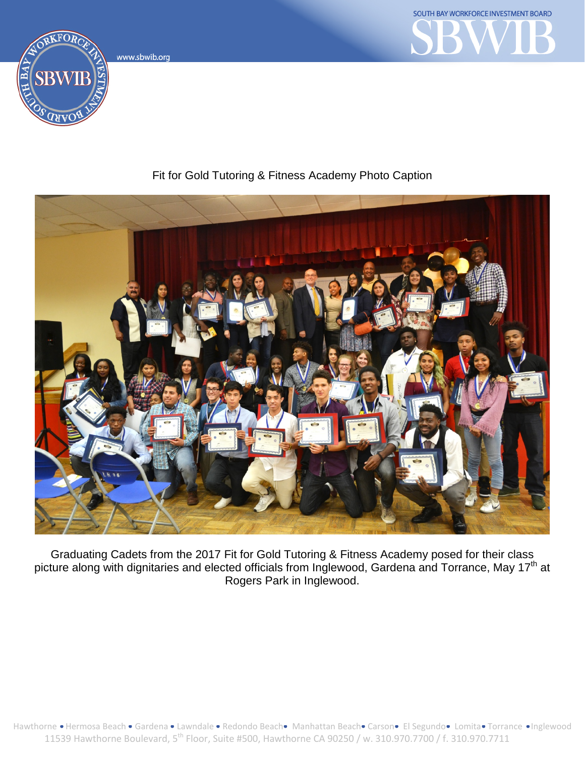Fit for Gold Tutoring & Fitness Academy Photo Caption

Graduating Cadets from the 2017 Fit for Gold Tutoring & Fitness Academy posed for their class picture along with dignitaries and elected officials from Inglewood, Gardena and Torrance, May 17th at Rogers Park in Inglewood.